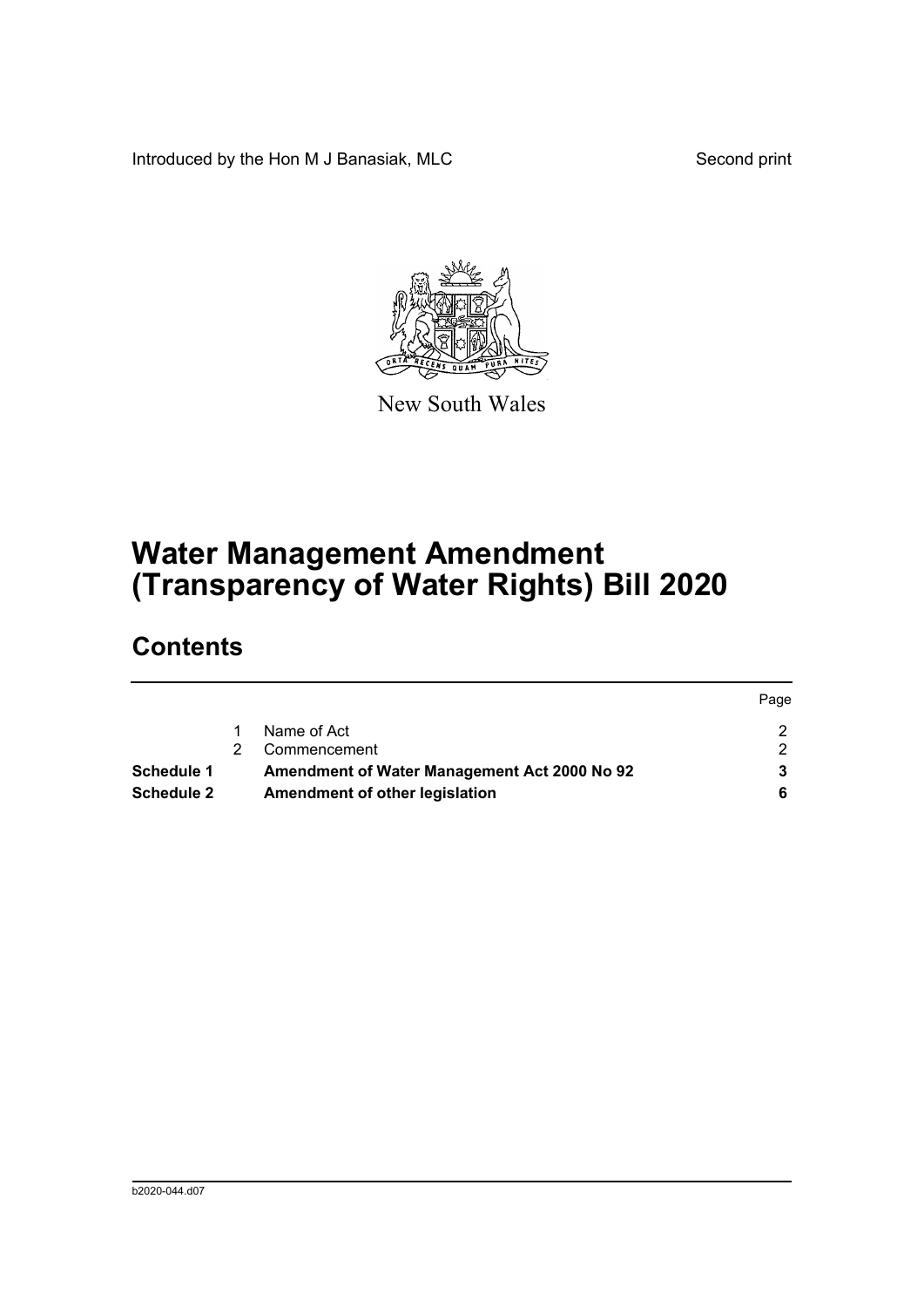Introduced by the Hon M J Banasiak, MLC

Second print

New South Wales

# Water Management Amendment (Transparency of Water Rights) Bill 2020

## Contents

| | | | Page |
|---|---|---|---|
| | 1 | Name of Act | 2 |
| | 2 | Commencement | 2 |
| **Schedule 1** | | **Amendment of Water Management Act 2000 No 92** | **3** |
| **Schedule 2** | | **Amendment of other legislation** | **6** |

b2020-044.d07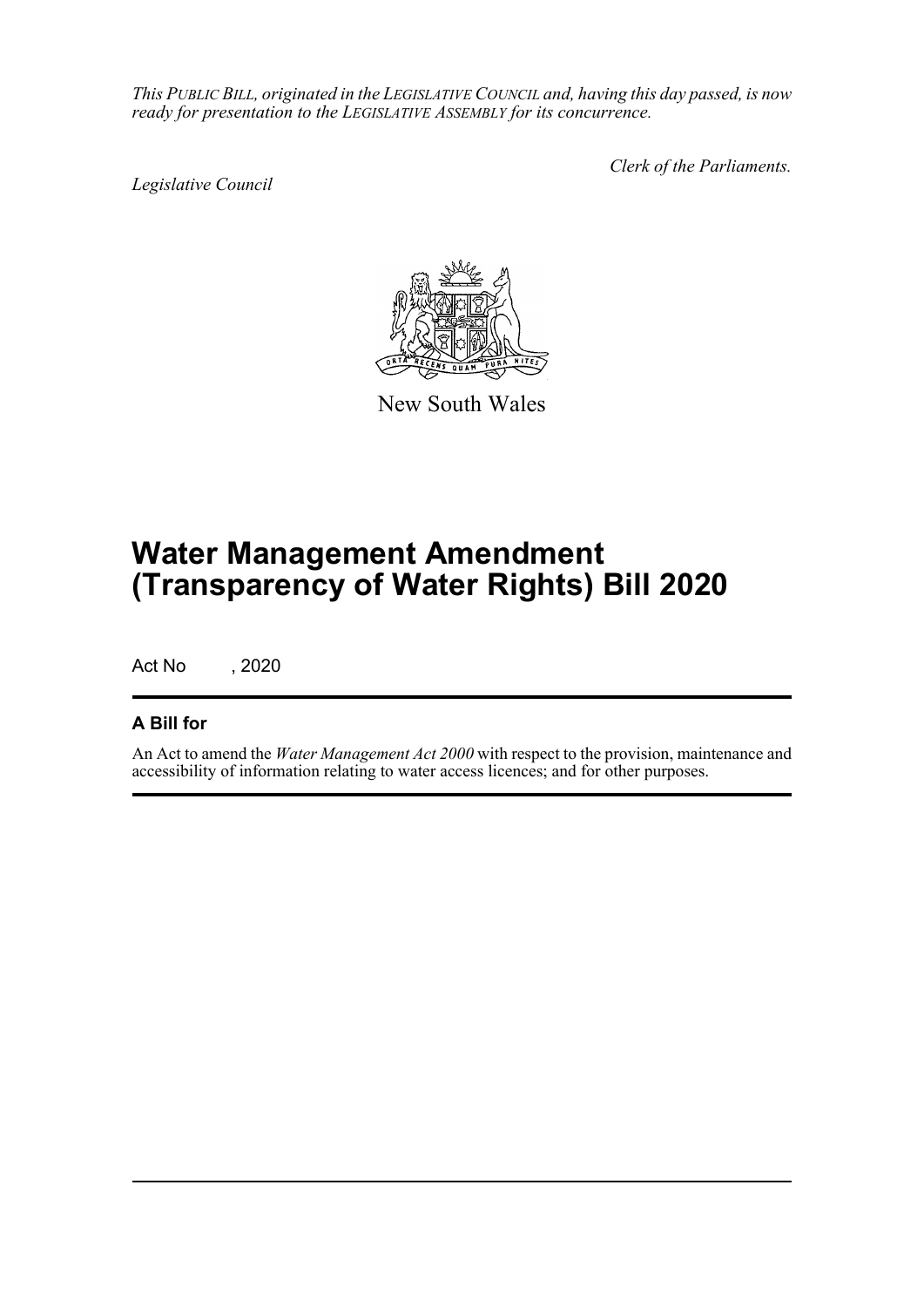*This PUBLIC BILL, originated in the LEGISLATIVE COUNCIL and, having this day passed, is now ready for presentation to the LEGISLATIVE ASSEMBLY for its concurrence.*

*Legislative Council*

*Clerk of the Parliaments.*

New South Wales

# Water Management Amendment (Transparency of Water Rights) Bill 2020

Act No , 2020

## A Bill for

An Act to amend the *Water Management Act 2000* with respect to the provision, maintenance and accessibility of information relating to water access licences; and for other purposes.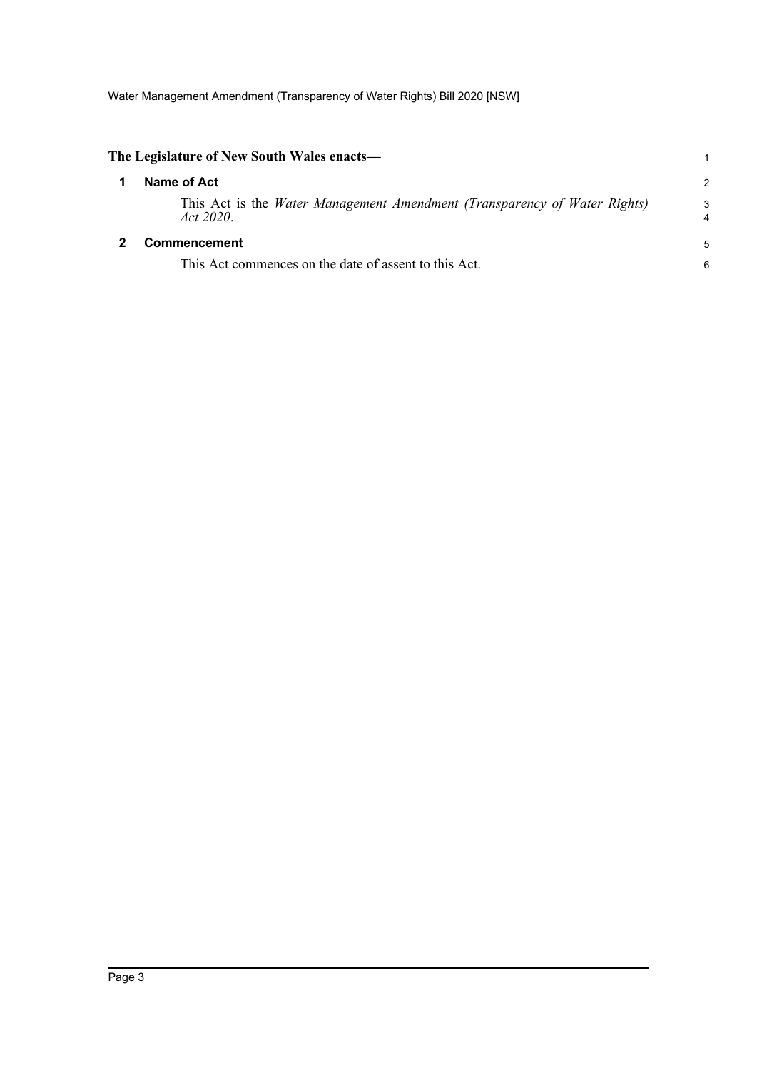**The Legislature of New South Wales enacts—**

## 1 Name of Act

This Act is the *Water Management Amendment (Transparency of Water Rights) Act 2020*.

## 2 Commencement

This Act commences on the date of assent to this Act.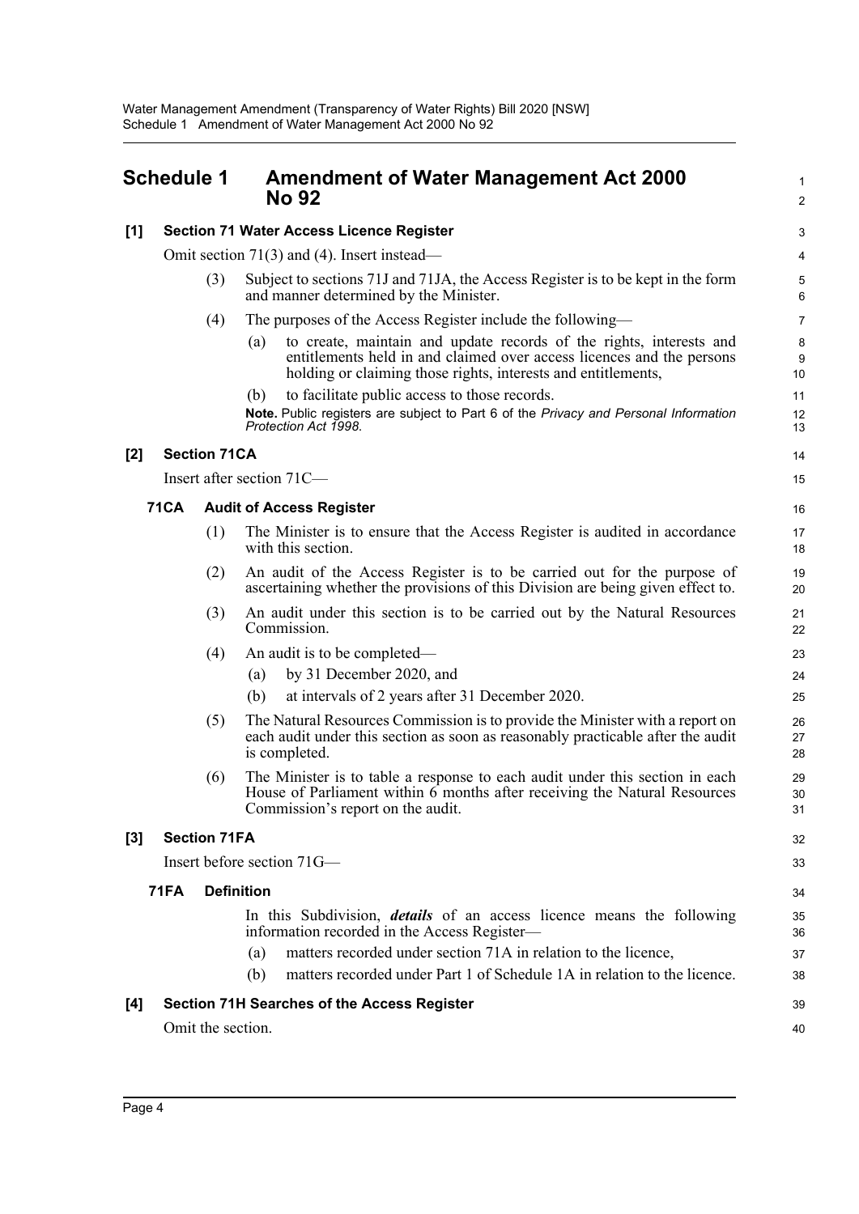# Schedule 1 Amendment of Water Management Act 2000 No 92

## [1] Section 71 Water Access Licence Register

Omit section 71(3) and (4). Insert instead—

(3) Subject to sections 71J and 71JA, the Access Register is to be kept in the form and manner determined by the Minister.

(4) The purposes of the Access Register include the following—

(a) to create, maintain and update records of the rights, interests and entitlements held in and claimed over access licences and the persons holding or claiming those rights, interests and entitlements,

(b) to facilitate public access to those records.

**Note.** Public registers are subject to Part 6 of the *Privacy and Personal Information Protection Act 1998*.

## [2] Section 71CA

Insert after section 71C—

### 71CA Audit of Access Register

(1) The Minister is to ensure that the Access Register is audited in accordance with this section.

(2) An audit of the Access Register is to be carried out for the purpose of ascertaining whether the provisions of this Division are being given effect to.

(3) An audit under this section is to be carried out by the Natural Resources Commission.

(4) An audit is to be completed—

(a) by 31 December 2020, and

(b) at intervals of 2 years after 31 December 2020.

(5) The Natural Resources Commission is to provide the Minister with a report on each audit under this section as soon as reasonably practicable after the audit is completed.

(6) The Minister is to table a response to each audit under this section in each House of Parliament within 6 months after receiving the Natural Resources Commission's report on the audit.

## [3] Section 71FA

Insert before section 71G—

### 71FA Definition

In this Subdivision, ***details*** of an access licence means the following information recorded in the Access Register—

(a) matters recorded under section 71A in relation to the licence,

(b) matters recorded under Part 1 of Schedule 1A in relation to the licence.

## [4] Section 71H Searches of the Access Register

Omit the section.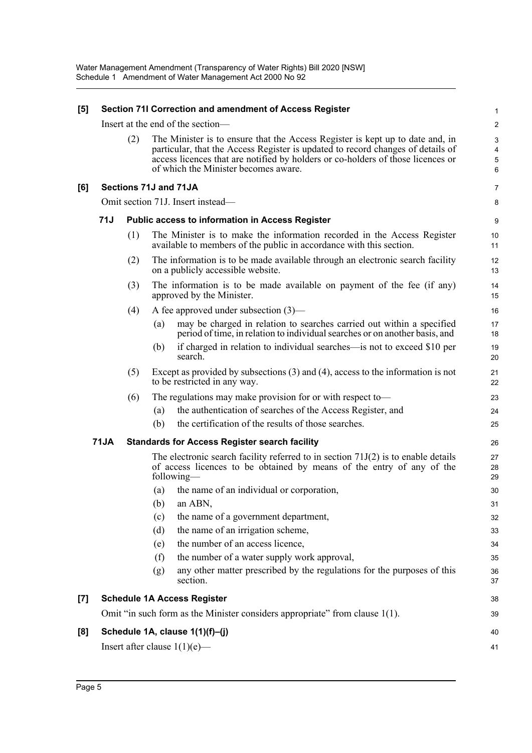**[5] Section 71I Correction and amendment of Access Register**

Insert at the end of the section—

(2) The Minister is to ensure that the Access Register is kept up to date and, in particular, that the Access Register is updated to record changes of details of access licences that are notified by holders or co-holders of those licences or of which the Minister becomes aware.

**[6] Sections 71J and 71JA**

Omit section 71J. Insert instead—

**71J Public access to information in Access Register**

(1) The Minister is to make the information recorded in the Access Register available to members of the public in accordance with this section.

(2) The information is to be made available through an electronic search facility on a publicly accessible website.

(3) The information is to be made available on payment of the fee (if any) approved by the Minister.

(4) A fee approved under subsection (3)—

(a) may be charged in relation to searches carried out within a specified period of time, in relation to individual searches or on another basis, and

(b) if charged in relation to individual searches—is not to exceed $10 per search.

(5) Except as provided by subsections (3) and (4), access to the information is not to be restricted in any way.

(6) The regulations may make provision for or with respect to—

(a) the authentication of searches of the Access Register, and

(b) the certification of the results of those searches.

**71JA Standards for Access Register search facility**

The electronic search facility referred to in section 71J(2) is to enable details of access licences to be obtained by means of the entry of any of the following—

(a) the name of an individual or corporation,

(b) an ABN,

(c) the name of a government department,

(d) the name of an irrigation scheme,

(e) the number of an access licence,

(f) the number of a water supply work approval,

(g) any other matter prescribed by the regulations for the purposes of this section.

**[7] Schedule 1A Access Register**

Omit "in such form as the Minister considers appropriate" from clause 1(1).

**[8] Schedule 1A, clause 1(1)(f)–(j)**

Insert after clause 1(1)(e)—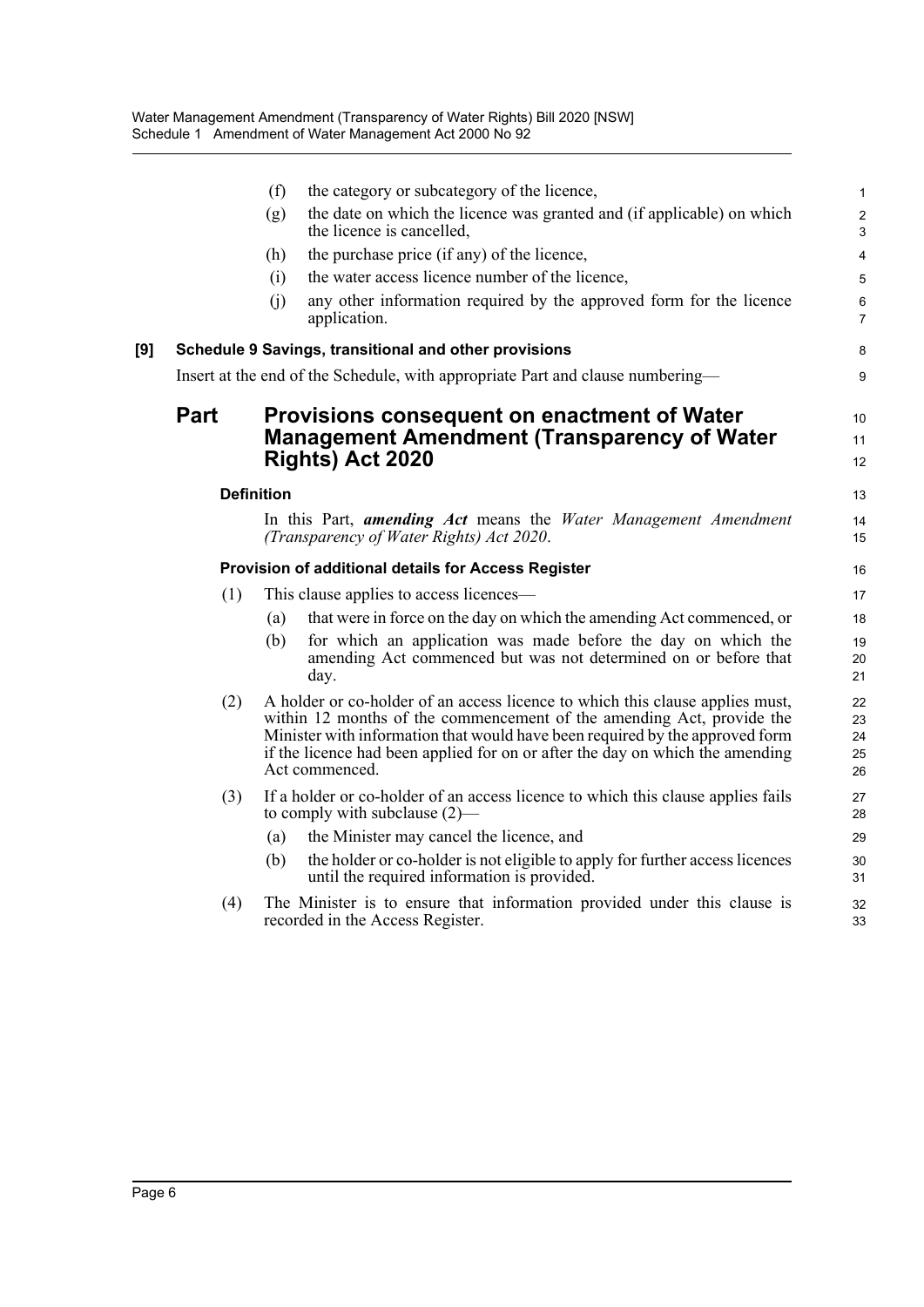(f) the category or subcategory of the licence,

(g) the date on which the licence was granted and (if applicable) on which the licence is cancelled,

(h) the purchase price (if any) of the licence,

(i) the water access licence number of the licence,

(j) any other information required by the approved form for the licence application.

**[9] Schedule 9 Savings, transitional and other provisions**

Insert at the end of the Schedule, with appropriate Part and clause numbering—

## Part Provisions consequent on enactment of Water Management Amendment (Transparency of Water Rights) Act 2020

### Definition

In this Part, ***amending Act*** means the *Water Management Amendment (Transparency of Water Rights) Act 2020*.

### Provision of additional details for Access Register

(1) This clause applies to access licences—

(a) that were in force on the day on which the amending Act commenced, or

(b) for which an application was made before the day on which the amending Act commenced but was not determined on or before that day.

(2) A holder or co-holder of an access licence to which this clause applies must, within 12 months of the commencement of the amending Act, provide the Minister with information that would have been required by the approved form if the licence had been applied for on or after the day on which the amending Act commenced.

(3) If a holder or co-holder of an access licence to which this clause applies fails to comply with subclause (2)—

(a) the Minister may cancel the licence, and

(b) the holder or co-holder is not eligible to apply for further access licences until the required information is provided.

(4) The Minister is to ensure that information provided under this clause is recorded in the Access Register.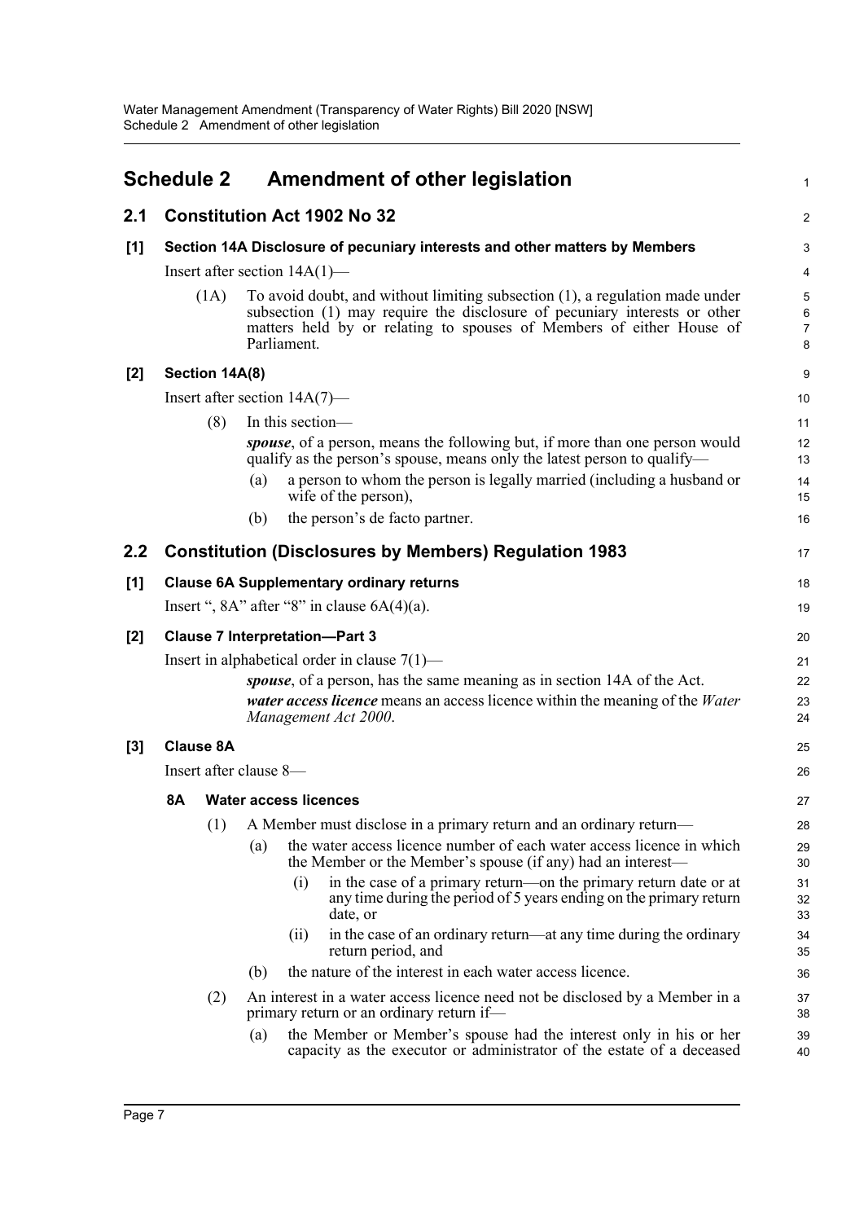# Schedule 2 Amendment of other legislation

## 2.1 Constitution Act 1902 No 32

### [1] Section 14A Disclosure of pecuniary interests and other matters by Members

Insert after section 14A(1)—

(1A) To avoid doubt, and without limiting subsection (1), a regulation made under subsection (1) may require the disclosure of pecuniary interests or other matters held by or relating to spouses of Members of either House of Parliament.

### [2] Section 14A(8)

Insert after section 14A(7)—

(8) In this section—

***spouse***, of a person, means the following but, if more than one person would qualify as the person's spouse, means only the latest person to qualify—

(a) a person to whom the person is legally married (including a husband or wife of the person),

(b) the person's de facto partner.

## 2.2 Constitution (Disclosures by Members) Regulation 1983

### [1] Clause 6A Supplementary ordinary returns

Insert ", 8A" after "8" in clause 6A(4)(a).

### [2] Clause 7 Interpretation—Part 3

Insert in alphabetical order in clause 7(1)—

***spouse***, of a person, has the same meaning as in section 14A of the Act.

***water access licence*** means an access licence within the meaning of the *Water Management Act 2000*.

### [3] Clause 8A

Insert after clause 8—

**8A Water access licences**

(1) A Member must disclose in a primary return and an ordinary return—

(a) the water access licence number of each water access licence in which the Member or the Member's spouse (if any) had an interest—

(i) in the case of a primary return—on the primary return date or at any time during the period of 5 years ending on the primary return date, or

(ii) in the case of an ordinary return—at any time during the ordinary return period, and

(b) the nature of the interest in each water access licence.

(2) An interest in a water access licence need not be disclosed by a Member in a primary return or an ordinary return if—

(a) the Member or Member's spouse had the interest only in his or her capacity as the executor or administrator of the estate of a deceased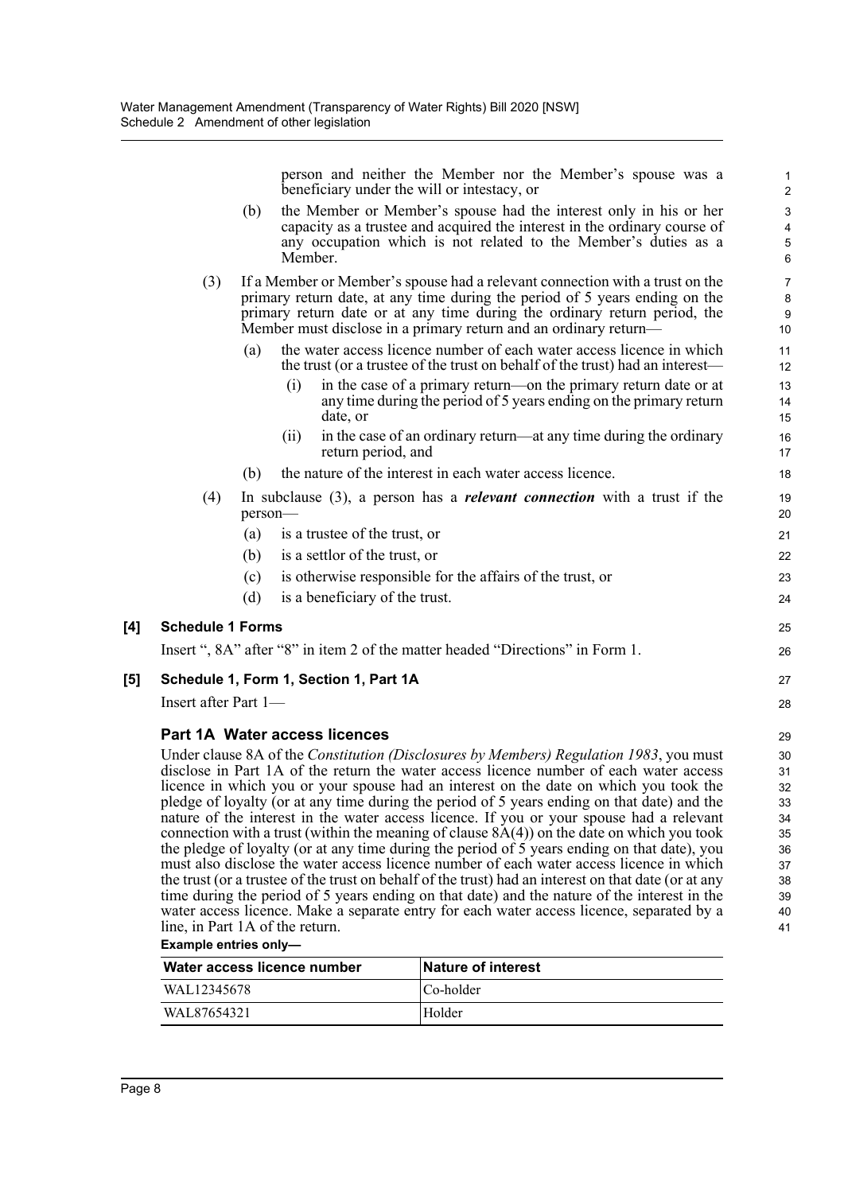person and neither the Member nor the Member's spouse was a beneficiary under the will or intestacy, or

(b) the Member or Member's spouse had the interest only in his or her capacity as a trustee and acquired the interest in the ordinary course of any occupation which is not related to the Member's duties as a Member.

(3) If a Member or Member's spouse had a relevant connection with a trust on the primary return date, at any time during the period of 5 years ending on the primary return date or at any time during the ordinary return period, the Member must disclose in a primary return and an ordinary return—

(a) the water access licence number of each water access licence in which the trust (or a trustee of the trust on behalf of the trust) had an interest—

(i) in the case of a primary return—on the primary return date or at any time during the period of 5 years ending on the primary return date, or

(ii) in the case of an ordinary return—at any time during the ordinary return period, and

(b) the nature of the interest in each water access licence.

(4) In subclause (3), a person has a ***relevant connection*** with a trust if the person—

(a) is a trustee of the trust, or

(b) is a settlor of the trust, or

(c) is otherwise responsible for the affairs of the trust, or

(d) is a beneficiary of the trust.

**[4] Schedule 1 Forms**

Insert ", 8A" after "8" in item 2 of the matter headed "Directions" in Form 1.

**[5] Schedule 1, Form 1, Section 1, Part 1A**

Insert after Part 1—

### Part 1A Water access licences

Under clause 8A of the *Constitution (Disclosures by Members) Regulation 1983*, you must disclose in Part 1A of the return the water access licence number of each water access licence in which you or your spouse had an interest on the date on which you took the pledge of loyalty (or at any time during the period of 5 years ending on that date) and the nature of the interest in the water access licence. If you or your spouse had a relevant connection with a trust (within the meaning of clause 8A(4)) on the date on which you took the pledge of loyalty (or at any time during the period of 5 years ending on that date), you must also disclose the water access licence number of each water access licence in which the trust (or a trustee of the trust on behalf of the trust) had an interest on that date (or at any time during the period of 5 years ending on that date) and the nature of the interest in the water access licence. Make a separate entry for each water access licence, separated by a line, in Part 1A of the return.

**Example entries only—**

| Water access licence number | Nature of interest |
|---|---|
| WAL12345678 | Co-holder |
| WAL87654321 | Holder |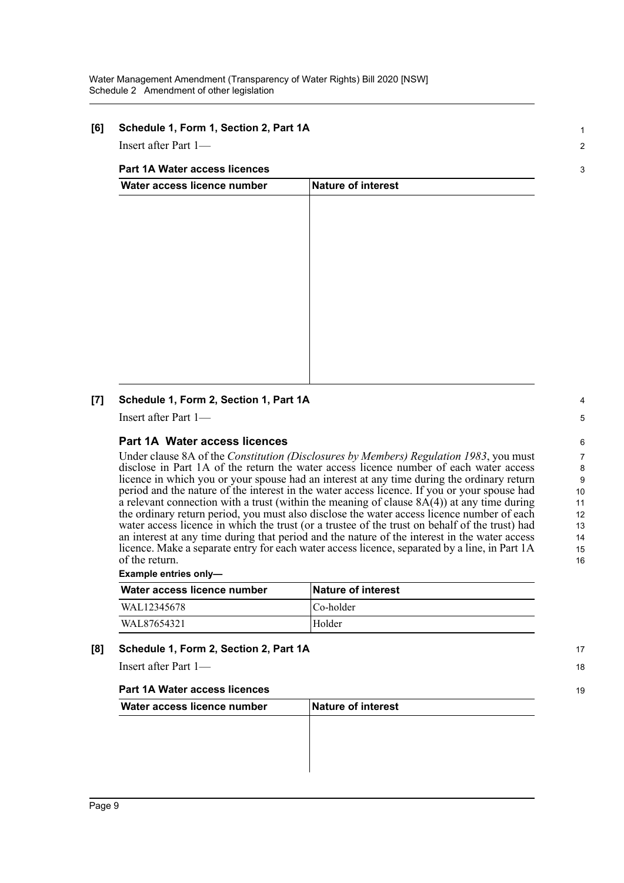**[6] Schedule 1, Form 1, Section 2, Part 1A**

Insert after Part 1—

**Part 1A Water access licences**

| Water access licence number | Nature of interest |
|---|---|
| | |

**[7] Schedule 1, Form 2, Section 1, Part 1A**

Insert after Part 1—

**Part 1A Water access licences**

Under clause 8A of the *Constitution (Disclosures by Members) Regulation 1983*, you must disclose in Part 1A of the return the water access licence number of each water access licence in which you or your spouse had an interest at any time during the ordinary return period and the nature of the interest in the water access licence. If you or your spouse had a relevant connection with a trust (within the meaning of clause 8A(4)) at any time during the ordinary return period, you must also disclose the water access licence number of each water access licence in which the trust (or a trustee of the trust on behalf of the trust) had an interest at any time during that period and the nature of the interest in the water access licence. Make a separate entry for each water access licence, separated by a line, in Part 1A of the return.

**Example entries only—**

| Water access licence number | Nature of interest |
|---|---|
| WAL12345678 | Co-holder |
| WAL87654321 | Holder |

**[8] Schedule 1, Form 2, Section 2, Part 1A**

Insert after Part 1—

**Part 1A Water access licences**

| Water access licence number | Nature of interest |
|---|---|
| | |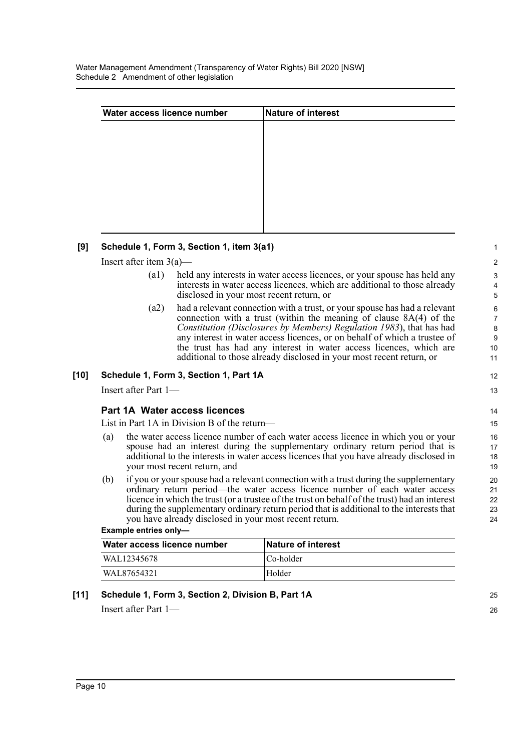| Water access licence number | Nature of interest |
| --- | --- |
| | |

**[9] Schedule 1, Form 3, Section 1, item 3(a1)**

Insert after item 3(a)—

(a1) held any interests in water access licences, or your spouse has held any interests in water access licences, which are additional to those already disclosed in your most recent return, or

(a2) had a relevant connection with a trust, or your spouse has had a relevant connection with a trust (within the meaning of clause 8A(4) of the *Constitution (Disclosures by Members) Regulation 1983*), that has had any interest in water access licences, or on behalf of which a trustee of the trust has had any interest in water access licences, which are additional to those already disclosed in your most recent return, or

**[10] Schedule 1, Form 3, Section 1, Part 1A**

Insert after Part 1—

### Part 1A Water access licences

List in Part 1A in Division B of the return—

(a) the water access licence number of each water access licence in which you or your spouse had an interest during the supplementary ordinary return period that is additional to the interests in water access licences that you have already disclosed in your most recent return, and

(b) if you or your spouse had a relevant connection with a trust during the supplementary ordinary return period—the water access licence number of each water access licence in which the trust (or a trustee of the trust on behalf of the trust) had an interest during the supplementary ordinary return period that is additional to the interests that you have already disclosed in your most recent return.

**Example entries only—**

| Water access licence number | Nature of interest |
| --- | --- |
| WAL12345678 | Co-holder |
| WAL87654321 | Holder |

**[11] Schedule 1, Form 3, Section 2, Division B, Part 1A**

Insert after Part 1—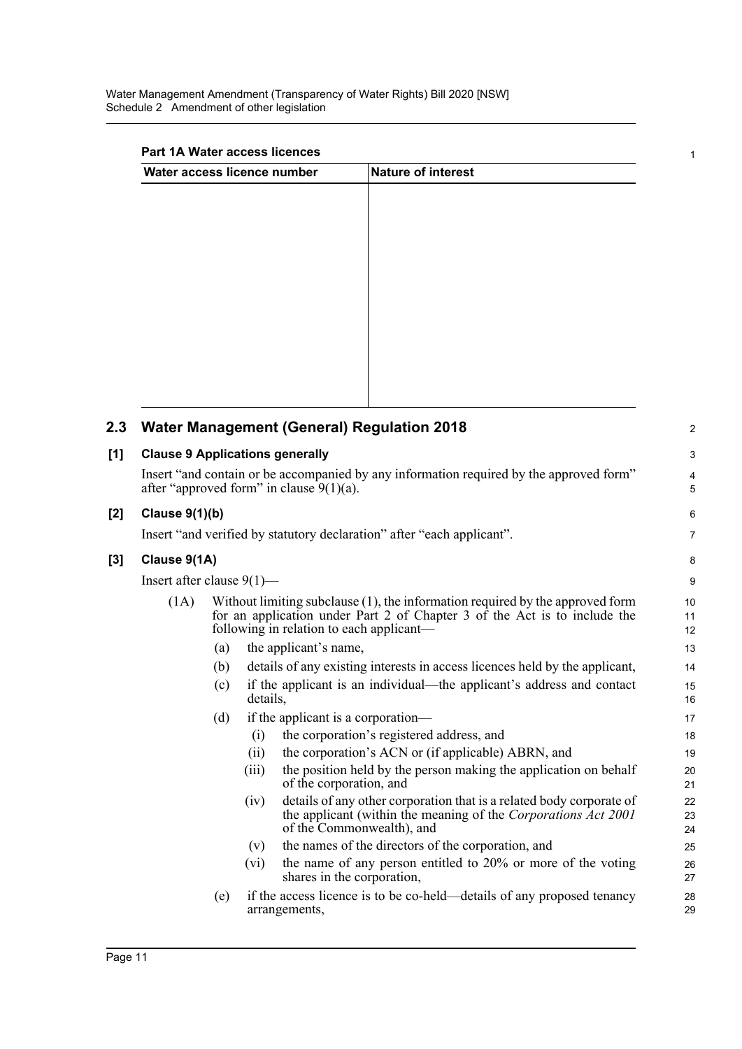**Part 1A Water access licences**

| Water access licence number | Nature of interest |
|---|---|
| | |

## 2.3 Water Management (General) Regulation 2018

### [1] Clause 9 Applications generally

Insert "and contain or be accompanied by any information required by the approved form" after "approved form" in clause 9(1)(a).

### [2] Clause 9(1)(b)

Insert "and verified by statutory declaration" after "each applicant".

### [3] Clause 9(1A)

Insert after clause 9(1)—

(1A) Without limiting subclause (1), the information required by the approved form for an application under Part 2 of Chapter 3 of the Act is to include the following in relation to each applicant—

- (a) the applicant's name,
- (b) details of any existing interests in access licences held by the applicant,
- (c) if the applicant is an individual—the applicant's address and contact details,
- (d) if the applicant is a corporation—
  - (i) the corporation's registered address, and
  - (ii) the corporation's ACN or (if applicable) ABRN, and
  - (iii) the position held by the person making the application on behalf of the corporation, and
  - (iv) details of any other corporation that is a related body corporate of the applicant (within the meaning of the *Corporations Act 2001* of the Commonwealth), and
  - (v) the names of the directors of the corporation, and
  - (vi) the name of any person entitled to 20% or more of the voting shares in the corporation,
- (e) if the access licence is to be co-held—details of any proposed tenancy arrangements,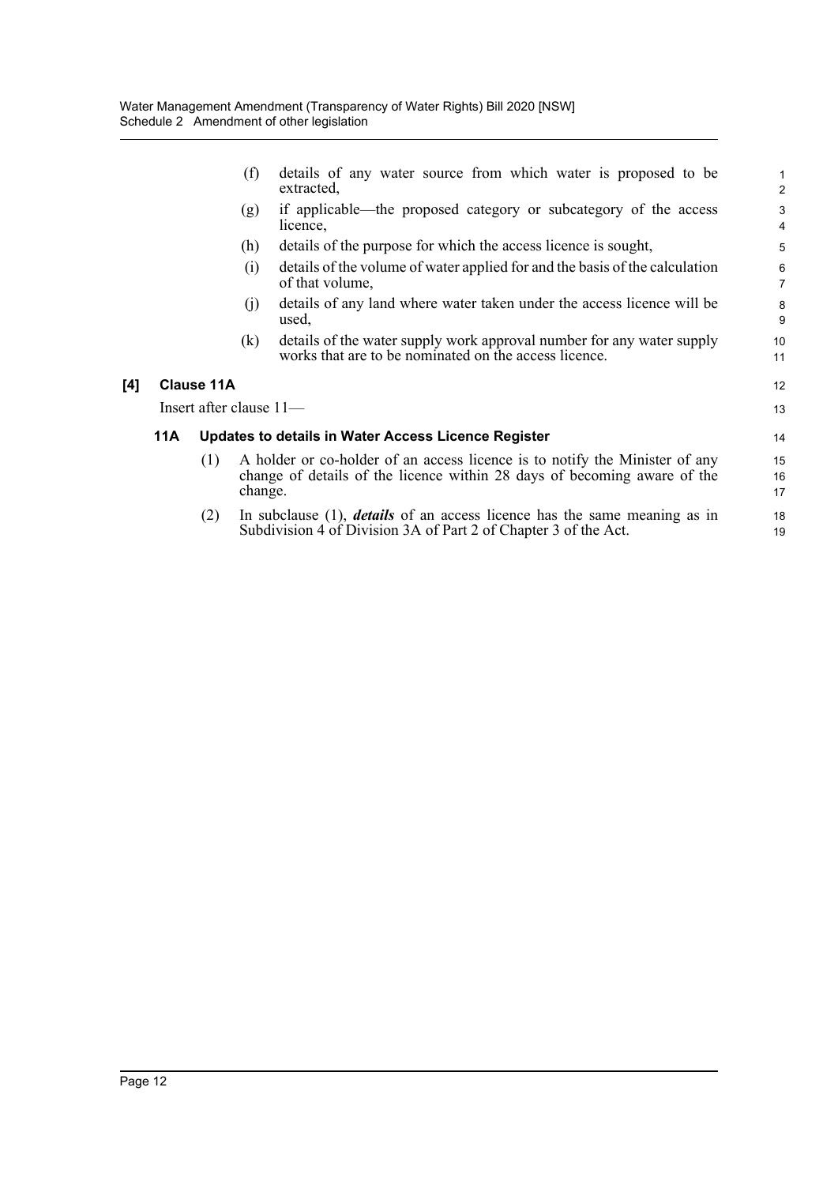(f) details of any water source from which water is proposed to be extracted,

(g) if applicable—the proposed category or subcategory of the access licence,

(h) details of the purpose for which the access licence is sought,

(i) details of the volume of water applied for and the basis of the calculation of that volume,

(j) details of any land where water taken under the access licence will be used,

(k) details of the water supply work approval number for any water supply works that are to be nominated on the access licence.

**[4] Clause 11A**

Insert after clause 11—

**11A Updates to details in Water Access Licence Register**

(1) A holder or co-holder of an access licence is to notify the Minister of any change of details of the licence within 28 days of becoming aware of the change.

(2) In subclause (1), ***details*** of an access licence has the same meaning as in Subdivision 4 of Division 3A of Part 2 of Chapter 3 of the Act.